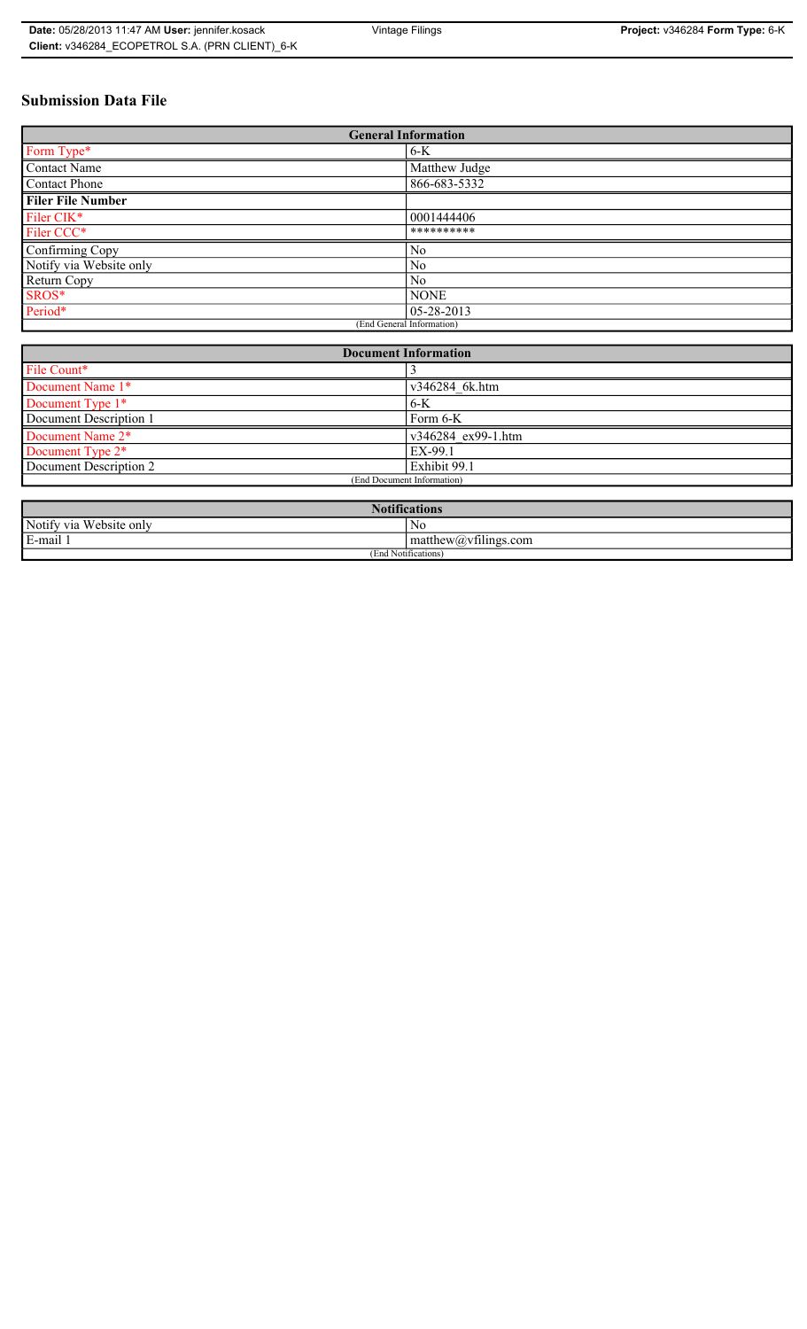# Submission Data File

| General Information | |
|---|---|
| Form Type* | 6-K |
| Contact Name | Matthew Judge |
| Contact Phone | 866-683-5332 |
| **Filer File Number** | |
| Filer CIK* | 0001444406 |
| Filer CCC* | ********** |
| Confirming Copy | No |
| Notify via Website only | No |
| Return Copy | No |
| SROS* | NONE |
| Period* | 05-28-2013 |
| (End General Information) | |

| Document Information | |
|---|---|
| File Count* | 3 |
| Document Name 1* | v346284_6k.htm |
| Document Type 1* | 6-K |
| Document Description 1 | Form 6-K |
| Document Name 2* | v346284_ex99-1.htm |
| Document Type 2* | EX-99.1 |
| Document Description 2 | Exhibit 99.1 |
| (End Document Information) | |

| Notifications | |
|---|---|
| Notify via Website only | No |
| E-mail 1 | matthew@vfilings.com |
| (End Notifications) | |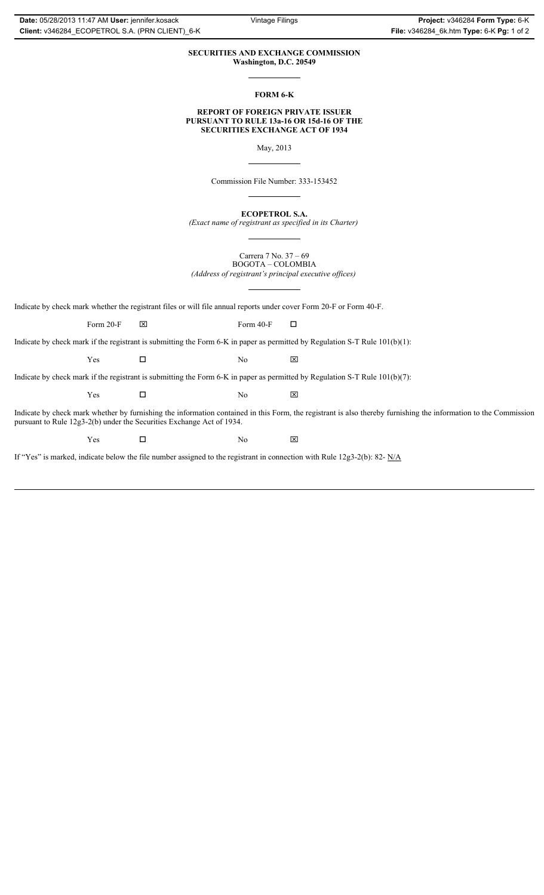**SECURITIES AND EXCHANGE COMMISSION**
**Washington, D.C. 20549**

**FORM 6-K**

**REPORT OF FOREIGN PRIVATE ISSUER PURSUANT TO RULE 13a-16 OR 15d-16 OF THE SECURITIES EXCHANGE ACT OF 1934**

May, 2013

Commission File Number: 333-153452

**ECOPETROL S.A.**

*(Exact name of registrant as specified in its Charter)*

Carrera 7 No. 37 – 69
BOGOTA – COLOMBIA
*(Address of registrant's principal executive offices)*

Indicate by check mark whether the registrant files or will file annual reports under cover Form 20-F or Form 40-F.

Form 20-F ☒ Form 40-F ☐

Indicate by check mark if the registrant is submitting the Form 6-K in paper as permitted by Regulation S-T Rule 101(b)(1):

Yes ☐ No ☒

Indicate by check mark if the registrant is submitting the Form 6-K in paper as permitted by Regulation S-T Rule 101(b)(7):

Yes ☐ No ☒

Indicate by check mark whether by furnishing the information contained in this Form, the registrant is also thereby furnishing the information to the Commission pursuant to Rule 12g3-2(b) under the Securities Exchange Act of 1934.

Yes ☐ No ☒

If "Yes" is marked, indicate below the file number assigned to the registrant in connection with Rule 12g3-2(b): 82- N/A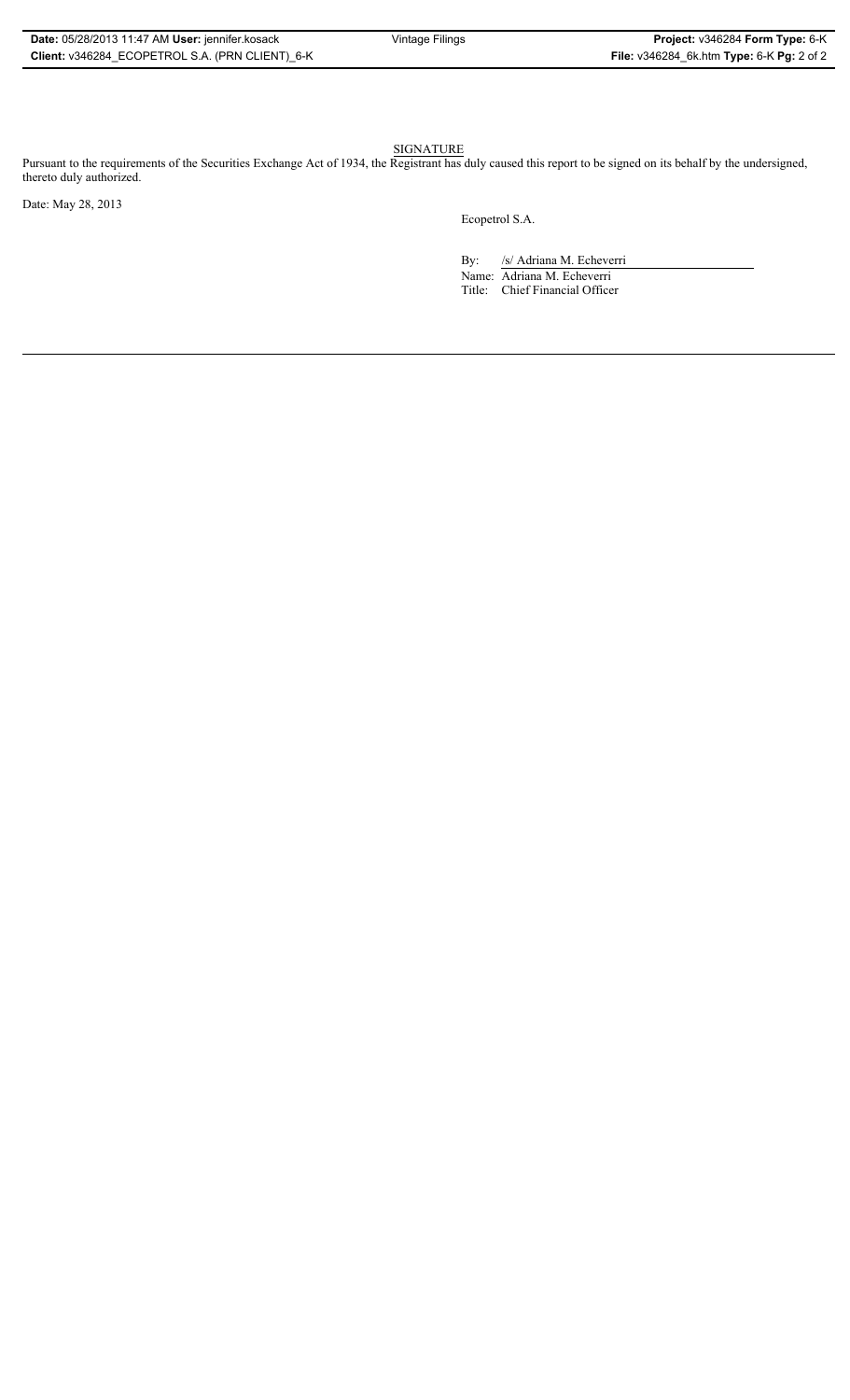## SIGNATURE

Pursuant to the requirements of the Securities Exchange Act of 1934, the Registrant has duly caused this report to be signed on its behalf by the undersigned, thereto duly authorized.

Date: May 28, 2013

Ecopetrol S.A.

By: /s/ Adriana M. Echeverri

Name: Adriana M. Echeverri

Title: Chief Financial Officer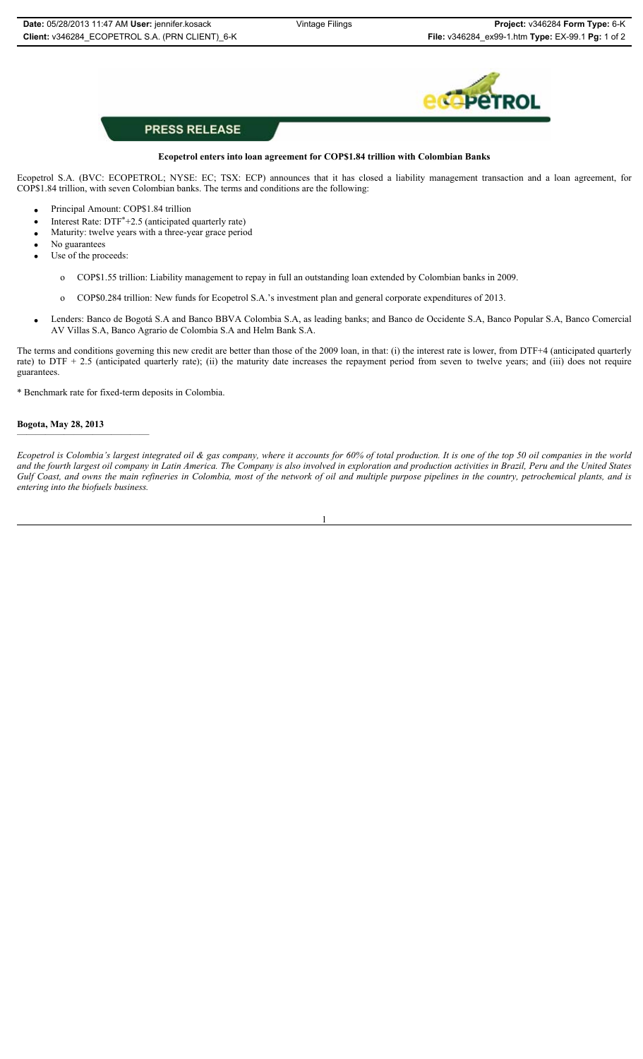**PRESS RELEASE**

**Ecopetrol enters into loan agreement for COP$1.84 trillion with Colombian Banks**

Ecopetrol S.A. (BVC: ECOPETROL; NYSE: EC; TSX: ECP) announces that it has closed a liability management transaction and a loan agreement, for COP$1.84 trillion, with seven Colombian banks. The terms and conditions are the following:

- Principal Amount: COP$1.84 trillion
- Interest Rate: DTF*+2.5 (anticipated quarterly rate)
- Maturity: twelve years with a three-year grace period
- No guarantees
- Use of the proceeds:
  - COP$1.55 trillion: Liability management to repay in full an outstanding loan extended by Colombian banks in 2009.
  - COP$0.284 trillion: New funds for Ecopetrol S.A.'s investment plan and general corporate expenditures of 2013.
- Lenders: Banco de Bogotá S.A and Banco BBVA Colombia S.A, as leading banks; and Banco de Occidente S.A, Banco Popular S.A, Banco Comercial AV Villas S.A, Banco Agrario de Colombia S.A and Helm Bank S.A.

The terms and conditions governing this new credit are better than those of the 2009 loan, in that: (i) the interest rate is lower, from DTF+4 (anticipated quarterly rate) to DTF + 2.5 (anticipated quarterly rate); (ii) the maturity date increases the repayment period from seven to twelve years; and (iii) does not require guarantees.

\* Benchmark rate for fixed-term deposits in Colombia.

**Bogota, May 28, 2013**

---

*Ecopetrol is Colombia's largest integrated oil & gas company, where it accounts for 60% of total production. It is one of the top 50 oil companies in the world and the fourth largest oil company in Latin America. The Company is also involved in exploration and production activities in Brazil, Peru and the United States Gulf Coast, and owns the main refineries in Colombia, most of the network of oil and multiple purpose pipelines in the country, petrochemical plants, and is entering into the biofuels business.*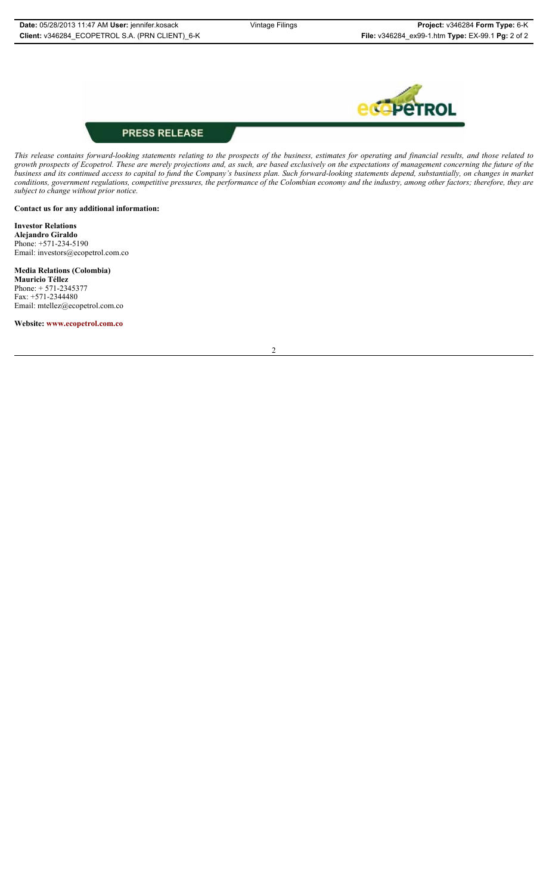**PRESS RELEASE**

*This release contains forward-looking statements relating to the prospects of the business, estimates for operating and financial results, and those related to growth prospects of Ecopetrol. These are merely projections and, as such, are based exclusively on the expectations of management concerning the future of the business and its continued access to capital to fund the Company's business plan. Such forward-looking statements depend, substantially, on changes in market conditions, government regulations, competitive pressures, the performance of the Colombian economy and the industry, among other factors; therefore, they are subject to change without prior notice.*

**Contact us for any additional information:**

**Investor Relations**
**Alejandro Giraldo**
Phone: +571-234-5190
Email: investors@ecopetrol.com.co

**Media Relations (Colombia)**
**Mauricio Téllez**
Phone: + 571-2345377
Fax: +571-2344480
Email: mtellez@ecopetrol.com.co

**Website: www.ecopetrol.com.co**